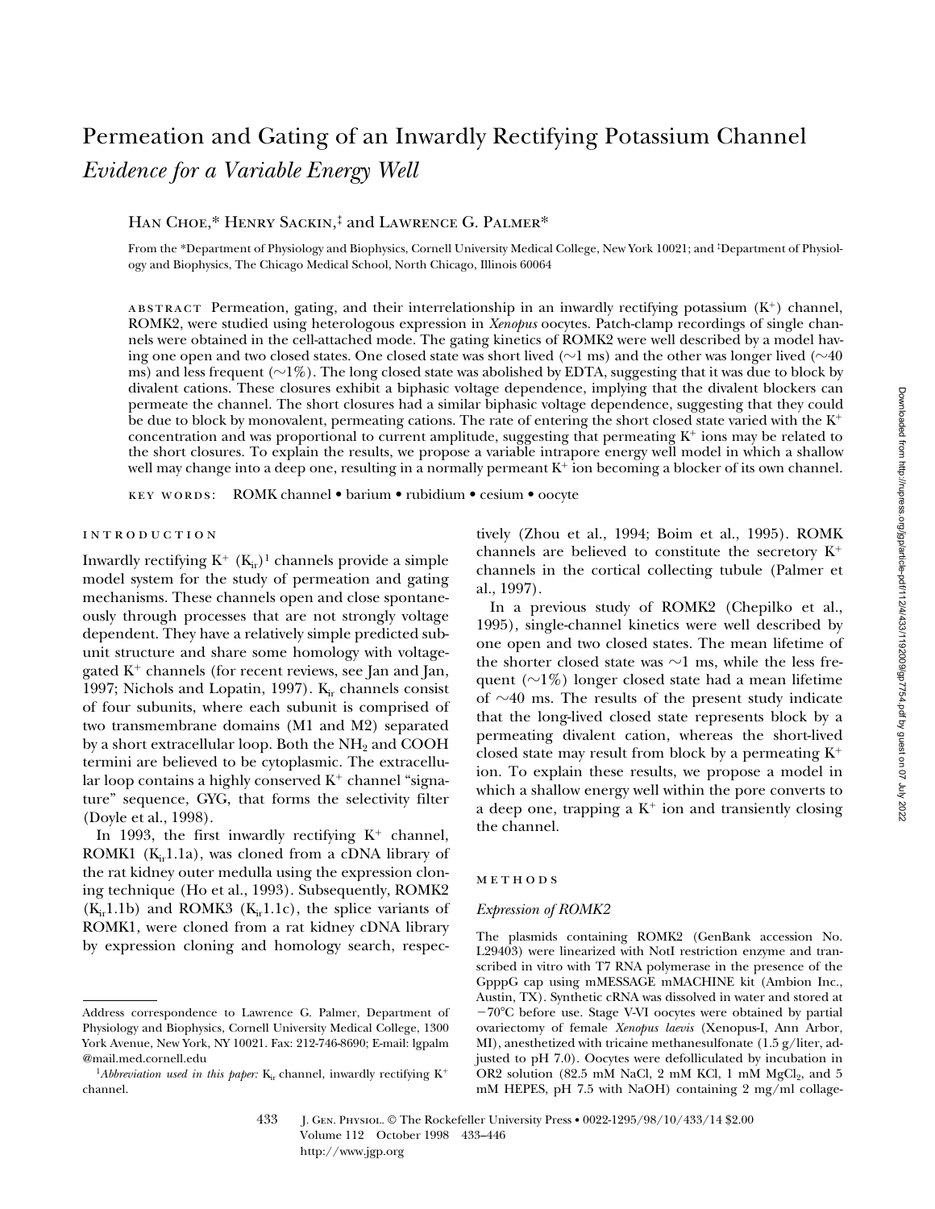# Permeation and Gating of an Inwardly Rectifying Potassium Channel

## *Evidence for a Variable Energy Well*

Han Choe,* Henry Sackin,‡ and Lawrence G. Palmer*

From the *Department of Physiology and Biophysics, Cornell University Medical College, New York 10021; and ‡Department of Physiology and Biophysics, The Chicago Medical School, North Chicago, Illinois 60064

abstract Permeation, gating, and their interrelationship in an inwardly rectifying potassium ($K^+$) channel, ROMK2, were studied using heterologous expression in *Xenopus* oocytes. Patch-clamp recordings of single channels were obtained in the cell-attached mode. The gating kinetics of ROMK2 were well described by a model having one open and two closed states. One closed state was short lived (~1 ms) and the other was longer lived (~40 ms) and less frequent (~1%). The long closed state was abolished by EDTA, suggesting that it was due to block by divalent cations. These closures exhibit a biphasic voltage dependence, implying that the divalent blockers can permeate the channel. The short closures had a similar biphasic voltage dependence, suggesting that they could be due to block by monovalent, permeating cations. The rate of entering the short closed state varied with the $K^+$ concentration and was proportional to current amplitude, suggesting that permeating $K^+$ ions may be related to the short closures. To explain the results, we propose a variable intrapore energy well model in which a shallow well may change into a deep one, resulting in a normally permeant $K^+$ ion becoming a blocker of its own channel.

key words: ROMK channel • barium • rubidium • cesium • oocyte

## introduction

Inwardly rectifying $K^+$ ($K_{ir}$)[1] channels provide a simple model system for the study of permeation and gating mechanisms. These channels open and close spontaneously through processes that are not strongly voltage dependent. They have a relatively simple predicted subunit structure and share some homology with voltage-gated $K^+$ channels (for recent reviews, see Jan and Jan, 1997; Nichols and Lopatin, 1997). $K_{ir}$ channels consist of four subunits, where each subunit is comprised of two transmembrane domains (M1 and M2) separated by a short extracellular loop. Both the $NH_2$ and COOH termini are believed to be cytoplasmic. The extracellular loop contains a highly conserved $K^+$ channel "signature" sequence, GYG, that forms the selectivity filter (Doyle et al., 1998).

In 1993, the first inwardly rectifying $K^+$ channel, ROMK1 ($K_{ir}$1.1a), was cloned from a cDNA library of the rat kidney outer medulla using the expression cloning technique (Ho et al., 1993). Subsequently, ROMK2 ($K_{ir}$1.1b) and ROMK3 ($K_{ir}$1.1c), the splice variants of ROMK1, were cloned from a rat kidney cDNA library by expression cloning and homology search, respectively (Zhou et al., 1994; Boim et al., 1995). ROMK channels are believed to constitute the secretory $K^+$ channels in the cortical collecting tubule (Palmer et al., 1997).

In a previous study of ROMK2 (Chepilko et al., 1995), single-channel kinetics were well described by one open and two closed states. The mean lifetime of the shorter closed state was ~1 ms, while the less frequent (~1%) longer closed state had a mean lifetime of ~40 ms. The results of the present study indicate that the long-lived closed state represents block by a permeating divalent cation, whereas the short-lived closed state may result from block by a permeating $K^+$ ion. To explain these results, we propose a model in which a shallow energy well within the pore converts to a deep one, trapping a $K^+$ ion and transiently closing the channel.

## methods

### *Expression of ROMK2*

The plasmids containing ROMK2 (GenBank accession No. L29403) were linearized with NotI restriction enzyme and transcribed in vitro with T7 RNA polymerase in the presence of the GpppG cap using mMESSAGE mMACHINE kit (Ambion Inc., Austin, TX). Synthetic cRNA was dissolved in water and stored at −70°C before use. Stage V-VI oocytes were obtained by partial ovariectomy of female *Xenopus laevis* (Xenopus-I, Ann Arbor, MI), anesthetized with tricaine methanesulfonate (1.5 g/liter, adjusted to pH 7.0). Oocytes were defolliculated by incubation in OR2 solution (82.5 mM NaCl, 2 mM KCl, 1 mM $MgCl_2$, and 5 mM HEPES, pH 7.5 with NaOH) containing 2 mg/ml collage-

Address correspondence to Lawrence G. Palmer, Department of Physiology and Biophysics, Cornell University Medical College, 1300 York Avenue, New York, NY 10021. Fax: 212-746-8690; E-mail: lgpalm@mail.med.cornell.edu

[1] *Abbreviation used in this paper:* $K_{ir}$ channel, inwardly rectifying $K^+$ channel.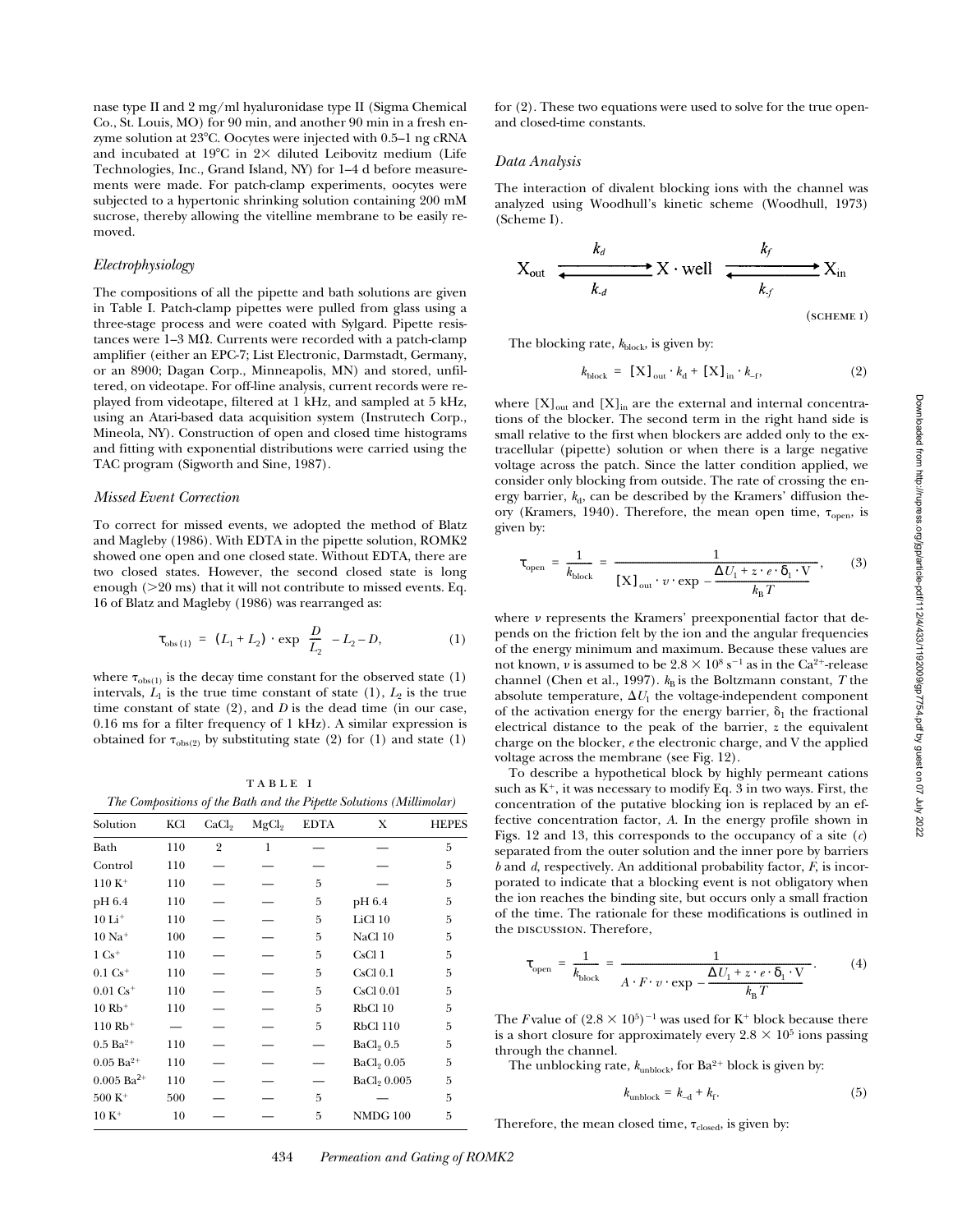nase type II and 2 mg/ml hyaluronidase type II (Sigma Chemical Co., St. Louis, MO) for 90 min, and another 90 min in a fresh enzyme solution at 23°C. Oocytes were injected with 0.5–1 ng cRNA and incubated at 19°C in 2× diluted Leibovitz medium (Life Technologies, Inc., Grand Island, NY) for 1–4 d before measurements were made. For patch-clamp experiments, oocytes were subjected to a hypertonic shrinking solution containing 200 mM sucrose, thereby allowing the vitelline membrane to be easily removed.

### *Electrophysiology*

The compositions of all the pipette and bath solutions are given in Table I. Patch-clamp pipettes were pulled from glass using a three-stage process and were coated with Sylgard. Pipette resistances were 1–3 MΩ. Currents were recorded with a patch-clamp amplifier (either an EPC-7; List Electronic, Darmstadt, Germany, or an 8900; Dagan Corp., Minneapolis, MN) and stored, unfiltered, on videotape. For off-line analysis, current records were replayed from videotape, filtered at 1 kHz, and sampled at 5 kHz, using an Atari-based data acquisition system (Instrutech Corp., Mineola, NY). Construction of open and closed time histograms and fitting with exponential distributions were carried using the TAC program (Sigworth and Sine, 1987).

### *Missed Event Correction*

To correct for missed events, we adopted the method of Blatz and Magleby (1986). With EDTA in the pipette solution, ROMK2 showed one open and one closed state. Without EDTA, there are two closed states. However, the second closed state is long enough (>20 ms) that it will not contribute to missed events. Eq. 16 of Blatz and Magleby (1986) was rearranged as:

$$\tau_{obs(1)} = (L_1 + L_2) \cdot \exp\left(\frac{D}{L_2}\right) - L_2 - D, \tag{1}$$

where $\tau_{obs(1)}$ is the decay time constant for the observed state (1) intervals, $L_1$ is the true time constant of state (1), $L_2$ is the true time constant of state (2), and $D$ is the dead time (in our case, 0.16 ms for a filter frequency of 1 kHz). A similar expression is obtained for $\tau_{obs(2)}$ by substituting state (2) for (1) and state (1) for (2). These two equations were used to solve for the true open- and closed-time constants.

TABLE I

*The Compositions of the Bath and the Pipette Solutions (Millimolar)*

| Solution | KCl | $CaCl_2$ | $MgCl_2$ | EDTA | X | HEPES |
|---|---|---|---|---|---|---|
| Bath | 110 | 2 | 1 | — | — | 5 |
| Control | 110 | — | — | — | — | 5 |
| 110 $K^+$ | 110 | — | — | 5 | — | 5 |
| pH 6.4 | 110 | — | — | 5 | pH 6.4 | 5 |
| 10 $Li^+$ | 110 | — | — | 5 | LiCl 10 | 5 |
| 10 $Na^+$ | 100 | — | — | 5 | NaCl 10 | 5 |
| 1 $Cs^+$ | 110 | — | — | 5 | CsCl 1 | 5 |
| 0.1 $Cs^+$ | 110 | — | — | 5 | CsCl 0.1 | 5 |
| 0.01 $Cs^+$ | 110 | — | — | 5 | CsCl 0.01 | 5 |
| 10 $Rb^+$ | 110 | — | — | 5 | RbCl 10 | 5 |
| 110 $Rb^+$ | — | — | — | 5 | RbCl 110 | 5 |
| 0.5 $Ba^{2+}$ | 110 | — | — | — | $BaCl_2$ 0.5 | 5 |
| 0.05 $Ba^{2+}$ | 110 | — | — | — | $BaCl_2$ 0.05 | 5 |
| 0.005 $Ba^{2+}$ | 110 | — | — | — | $BaCl_2$ 0.005 | 5 |
| 500 $K^+$ | 500 | — | — | 5 | — | 5 |
| 10 $K^+$ | 10 | — | — | 5 | NMDG 100 | 5 |

### *Data Analysis*

The interaction of divalent blocking ions with the channel was analyzed using Woodhull's kinetic scheme (Woodhull, 1973) (Scheme I).

$$X_{out} \underset{k_{-d}}{\overset{k_d}{\rightleftharpoons}} X \cdot \text{well} \underset{k_{-f}}{\overset{k_f}{\rightleftharpoons}} X_{in}$$

(SCHEME I)

The blocking rate, $k_{block}$, is given by:

$$k_{block} = [X]_{out} \cdot k_d + [X]_{in} \cdot k_{-f}, \tag{2}$$

where $[X]_{out}$ and $[X]_{in}$ are the external and internal concentrations of the blocker. The second term in the right hand side is small relative to the first when blockers are added only to the extracellular (pipette) solution or when there is a large negative voltage across the patch. Since the latter condition applied, we consider only blocking from outside. The rate of crossing the energy barrier, $k_d$, can be described by the Kramers' diffusion theory (Kramers, 1940). Therefore, the mean open time, $\tau_{open}$, is given by:

$$\tau_{open} = \frac{1}{k_{block}} = \frac{1}{[X]_{out} \cdot v \cdot \exp\left(-\frac{\Delta U_1 + z \cdot e \cdot \delta_1 \cdot V}{k_B T}\right)}, \tag{3}$$

where $v$ represents the Kramers' preexponential factor that depends on the friction felt by the ion and the angular frequencies of the energy minimum and maximum. Because these values are not known, $v$ is assumed to be $2.8 \times 10^8\ s^{-1}$ as in the $Ca^{2+}$-release channel (Chen et al., 1997). $k_B$ is the Boltzmann constant, $T$ the absolute temperature, $\Delta U_1$ the voltage-independent component of the activation energy for the energy barrier, $\delta_1$ the fractional electrical distance to the peak of the barrier, $z$ the equivalent charge on the blocker, $e$ the electronic charge, and V the applied voltage across the membrane (see Fig. 12).

To describe a hypothetical block by highly permeant cations such as $K^+$, it was necessary to modify Eq. 3 in two ways. First, the concentration of the putative blocking ion is replaced by an effective concentration factor, $A$. In the energy profile shown in Figs. 12 and 13, this corresponds to the occupancy of a site ($c$) separated from the outer solution and the inner pore by barriers $b$ and $d$, respectively. An additional probability factor, $F$, is incorporated to indicate that a blocking event is not obligatory when the ion reaches the binding site, but occurs only a small fraction of the time. The rationale for these modifications is outlined in the DISCUSSION. Therefore,

$$\tau_{open} = \frac{1}{k_{block}} = \frac{1}{A \cdot F \cdot v \cdot \exp\left(-\frac{\Delta U_1 + z \cdot e \cdot \delta_1 \cdot V}{k_B T}\right)}. \tag{4}$$

The $F$ value of $(2.8 \times 10^5)^{-1}$ was used for $K^+$ block because there is a short closure for approximately every $2.8 \times 10^5$ ions passing through the channel.

The unblocking rate, $k_{unblock}$, for $Ba^{2+}$ block is given by:

$$k_{unblock} = k_{-d} + k_f. \tag{5}$$

Therefore, the mean closed time, $\tau_{closed}$, is given by: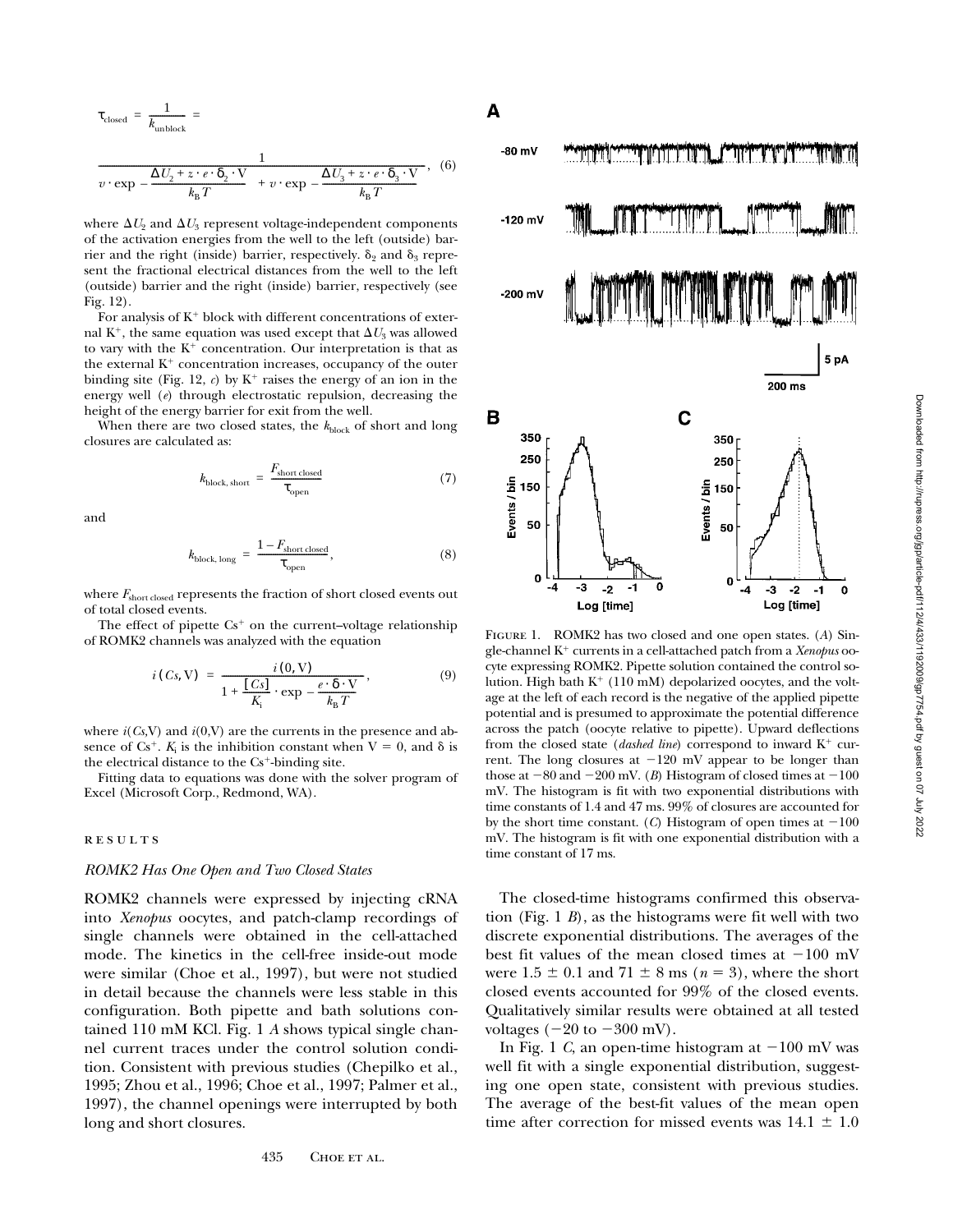$$\tau_{\text{closed}} = \frac{1}{k_{\text{unblock}}} =$$

$$\frac{1}{v \cdot \exp\left(-\frac{\Delta U_2 + z \cdot e \cdot \delta_2 \cdot V}{k_B T}\right) + v \cdot \exp\left(-\frac{\Delta U_3 + z \cdot e \cdot \delta_3 \cdot V}{k_B T}\right)}, \quad (6)$$

where $\Delta U_2$ and $\Delta U_3$ represent voltage-independent components of the activation energies from the well to the left (outside) barrier and the right (inside) barrier, respectively. $\delta_2$ and $\delta_3$ represent the fractional electrical distances from the well to the left (outside) barrier and the right (inside) barrier, respectively (see Fig. 12).

For analysis of $K^+$ block with different concentrations of external $K^+$, the same equation was used except that $\Delta U_3$ was allowed to vary with the $K^+$ concentration. Our interpretation is that as the external $K^+$ concentration increases, occupancy of the outer binding site (Fig. 12, *c*) by $K^+$ raises the energy of an ion in the energy well (*e*) through electrostatic repulsion, decreasing the height of the energy barrier for exit from the well.

When there are two closed states, the $k_{\text{block}}$ of short and long closures are calculated as:

$$k_{\text{block, short}} = \frac{F_{\text{short closed}}}{\tau_{\text{open}}} \quad (7)$$

and

$$k_{\text{block, long}} = \frac{1 - F_{\text{short closed}}}{\tau_{\text{open}}}, \quad (8)$$

where $F_{\text{short closed}}$ represents the fraction of short closed events out of total closed events.

The effect of pipette $Cs^+$ on the current–voltage relationship of ROMK2 channels was analyzed with the equation

$$i(Cs, V) = \frac{i(0, V)}{1 + \frac{[Cs]}{K_i} \cdot \exp\left(-\frac{e \cdot \delta \cdot V}{k_B T}\right)}, \quad (9)$$

where $i(Cs,V)$ and $i(0,V)$ are the currents in the presence and absence of $Cs^+$. $K_i$ is the inhibition constant when $V = 0$, and $\delta$ is the electrical distance to the $Cs^+$-binding site.

Fitting data to equations was done with the solver program of Excel (Microsoft Corp., Redmond, WA).

## RESULTS

### *ROMK2 Has One Open and Two Closed States*

ROMK2 channels were expressed by injecting cRNA into *Xenopus* oocytes, and patch-clamp recordings of single channels were obtained in the cell-attached mode. The kinetics in the cell-free inside-out mode were similar (Choe et al., 1997), but were not studied in detail because the channels were less stable in this configuration. Both pipette and bath solutions contained 110 mM KCl. Fig. 1 *A* shows typical single channel current traces under the control solution conditions. Consistent with previous studies (Chepilko et al., 1995; Zhou et al., 1996; Choe et al., 1997; Palmer et al., 1997), the channel openings were interrupted by both long and short closures.

FIGURE 1. ROMK2 has two closed and one open states. (*A*) Single-channel $K^+$ currents in a cell-attached patch from a *Xenopus* oocyte expressing ROMK2. Pipette solution contained the control solution. High bath $K^+$ (110 mM) depolarized oocytes, and the voltage at the left of each record is the negative of the applied pipette potential and is presumed to approximate the potential difference across the patch (oocyte relative to pipette). Upward deflections from the closed state (*dashed line*) correspond to inward $K^+$ current. The long closures at −120 mV appear to be longer than those at −80 and −200 mV. (*B*) Histogram of closed times at −100 mV. The histogram is fit with two exponential distributions with time constants of 1.4 and 47 ms. 99% of closures are accounted for by the short time constant. (*C*) Histogram of open times at −100 mV. The histogram is fit with one exponential distribution with a time constant of 17 ms.

The closed-time histograms confirmed this observation (Fig. 1 *B*), as the histograms were fit well with two discrete exponential distributions. The averages of the best fit values of the mean closed times at −100 mV were 1.5 ± 0.1 and 71 ± 8 ms ($n = 3$), where the short closed events accounted for 99% of the closed events. Qualitatively similar results were obtained at all tested voltages (−20 to −300 mV).

In Fig. 1 *C*, an open-time histogram at −100 mV was well fit with a single exponential distribution, suggesting one open state, consistent with previous studies. The average of the best-fit values of the mean open time after correction for missed events was 14.1 ± 1.0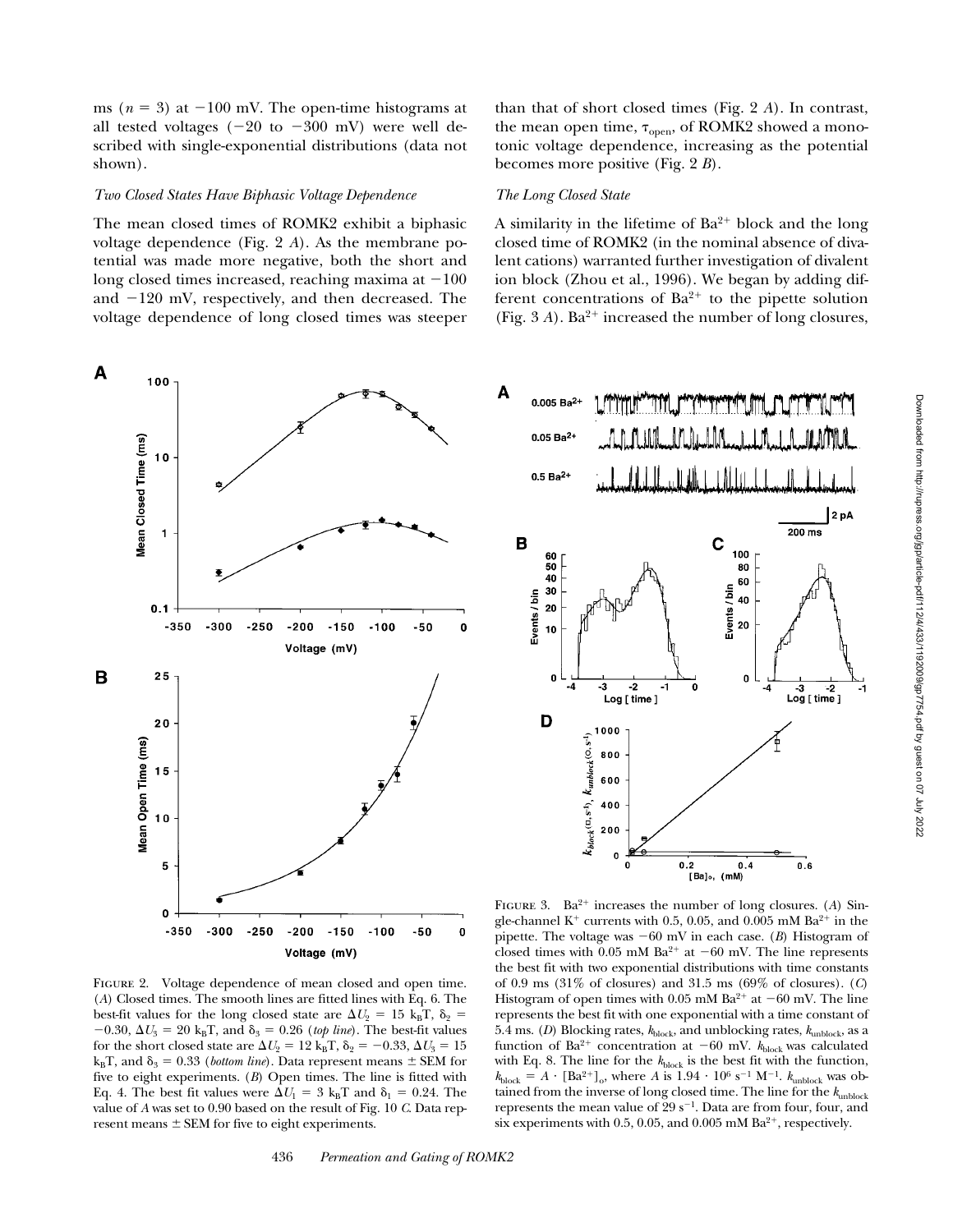ms ($n = 3$) at −100 mV. The open-time histograms at all tested voltages (−20 to −300 mV) were well described with single-exponential distributions (data not shown).

### *Two Closed States Have Biphasic Voltage Dependence*

The mean closed times of ROMK2 exhibit a biphasic voltage dependence (Fig. 2 *A*). As the membrane potential was made more negative, both the short and long closed times increased, reaching maxima at −100 and −120 mV, respectively, and then decreased. The voltage dependence of long closed times was steeper than that of short closed times (Fig. 2 *A*). In contrast, the mean open time, $\tau_{open}$, of ROMK2 showed a monotonic voltage dependence, increasing as the potential becomes more positive (Fig. 2 *B*).

### *The Long Closed State*

A similarity in the lifetime of $Ba^{2+}$ block and the long closed time of ROMK2 (in the nominal absence of divalent cations) warranted further investigation of divalent ion block (Zhou et al., 1996). We began by adding different concentrations of $Ba^{2+}$ to the pipette solution (Fig. 3 *A*). $Ba^{2+}$ increased the number of long closures,

FIGURE 2. Voltage dependence of mean closed and open time. (*A*) Closed times. The smooth lines are fitted lines with Eq. 6. The best-fit values for the long closed state are $\Delta U_2 = 15$ $k_BT$, $\delta_2 = -0.30$, $\Delta U_3 = 20$ $k_BT$, and $\delta_3 = 0.26$ (*top line*). The best-fit values for the short closed state are $\Delta U_2 = 12$ $k_BT$, $\delta_2 = -0.33$, $\Delta U_3 = 15$ $k_BT$, and $\delta_3 = 0.33$ (*bottom line*). Data represent means ± SEM for five to eight experiments. (*B*) Open times. The line is fitted with Eq. 4. The best fit values were $\Delta U_1 = 3$ $k_BT$ and $\delta_1 = 0.24$. The value of *A* was set to 0.90 based on the result of Fig. 10 *C*. Data represent means ± SEM for five to eight experiments.

FIGURE 3. $Ba^{2+}$ increases the number of long closures. (*A*) Single-channel $K^+$ currents with 0.5, 0.05, and 0.005 mM $Ba^{2+}$ in the pipette. The voltage was −60 mV in each case. (*B*) Histogram of closed times with 0.05 mM $Ba^{2+}$ at −60 mV. The line represents the best fit with two exponential distributions with time constants of 0.9 ms (31% of closures) and 31.5 ms (69% of closures). (*C*) Histogram of open times with 0.05 mM $Ba^{2+}$ at −60 mV. The line represents the best fit with one exponential with a time constant of 5.4 ms. (*D*) Blocking rates, $k_{block}$, and unblocking rates, $k_{unblock}$, as a function of $Ba^{2+}$ concentration at −60 mV. $k_{block}$ was calculated with Eq. 8. The line for the $k_{block}$ is the best fit with the function, $k_{block} = A \cdot [Ba^{2+}]_o$, where *A* is $1.94 \cdot 10^6$ $s^{-1}$ $M^{-1}$. $k_{unblock}$ was obtained from the inverse of long closed time. The line for the $k_{unblock}$ represents the mean value of 29 $s^{-1}$. Data are from four, four, and six experiments with 0.5, 0.05, and 0.005 mM $Ba^{2+}$, respectively.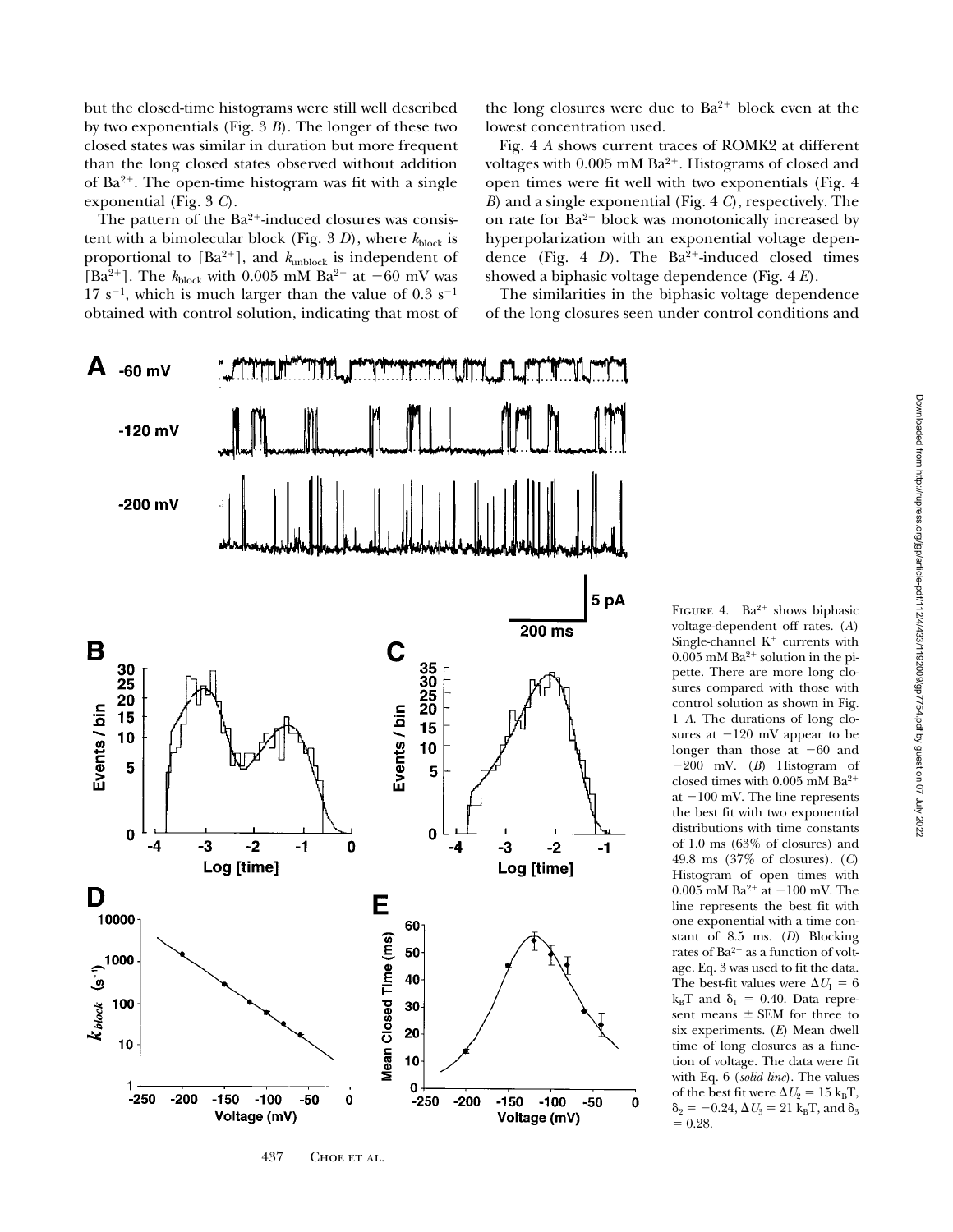but the closed-time histograms were still well described by two exponentials (Fig. 3 *B*). The longer of these two closed states was similar in duration but more frequent than the long closed states observed without addition of $Ba^{2+}$. The open-time histogram was fit with a single exponential (Fig. 3 *C*).

The pattern of the $Ba^{2+}$-induced closures was consistent with a bimolecular block (Fig. 3 *D*), where $k_{block}$ is proportional to [$Ba^{2+}$], and $k_{unblock}$ is independent of [$Ba^{2+}$]. The $k_{block}$ with 0.005 mM $Ba^{2+}$ at −60 mV was 17 $s^{-1}$, which is much larger than the value of 0.3 $s^{-1}$ obtained with control solution, indicating that most of the long closures were due to $Ba^{2+}$ block even at the lowest concentration used.

Fig. 4 *A* shows current traces of ROMK2 at different voltages with 0.005 mM $Ba^{2+}$. Histograms of closed and open times were fit well with two exponentials (Fig. 4 *B*) and a single exponential (Fig. 4 *C*), respectively. The on rate for $Ba^{2+}$ block was monotonically increased by hyperpolarization with an exponential voltage dependence (Fig. 4 *D*). The $Ba^{2+}$-induced closed times showed a biphasic voltage dependence (Fig. 4 *E*).

The similarities in the biphasic voltage dependence of the long closures seen under control conditions and

Figure 4. $Ba^{2+}$ shows biphasic voltage-dependent off rates. (*A*) Single-channel $K^+$ currents with 0.005 mM $Ba^{2+}$ solution in the pipette. There are more long closures compared with those with control solution as shown in Fig. 1 *A*. The durations of long closures at −120 mV appear to be longer than those at −60 and −200 mV. (*B*) Histogram of closed times with 0.005 mM $Ba^{2+}$ at −100 mV. The line represents the best fit with two exponential distributions with time constants of 1.0 ms (63% of closures) and 49.8 ms (37% of closures). (*C*) Histogram of open times with 0.005 mM $Ba^{2+}$ at −100 mV. The line represents the best fit with one exponential with a time constant of 8.5 ms. (*D*) Blocking rates of $Ba^{2+}$ as a function of voltage. Eq. 3 was used to fit the data. The best-fit values were $\Delta U_1 = 6$ $k_BT$ and $\delta_1 = 0.40$. Data represent means ± SEM for three to six experiments. (*E*) Mean dwell time of long closures as a function of voltage. The data were fit with Eq. 6 (*solid line*). The values of the best fit were $\Delta U_2 = 15$ $k_BT$, $\delta_2 = -0.24$, $\Delta U_3 = 21$ $k_BT$, and $\delta_3 = 0.28$.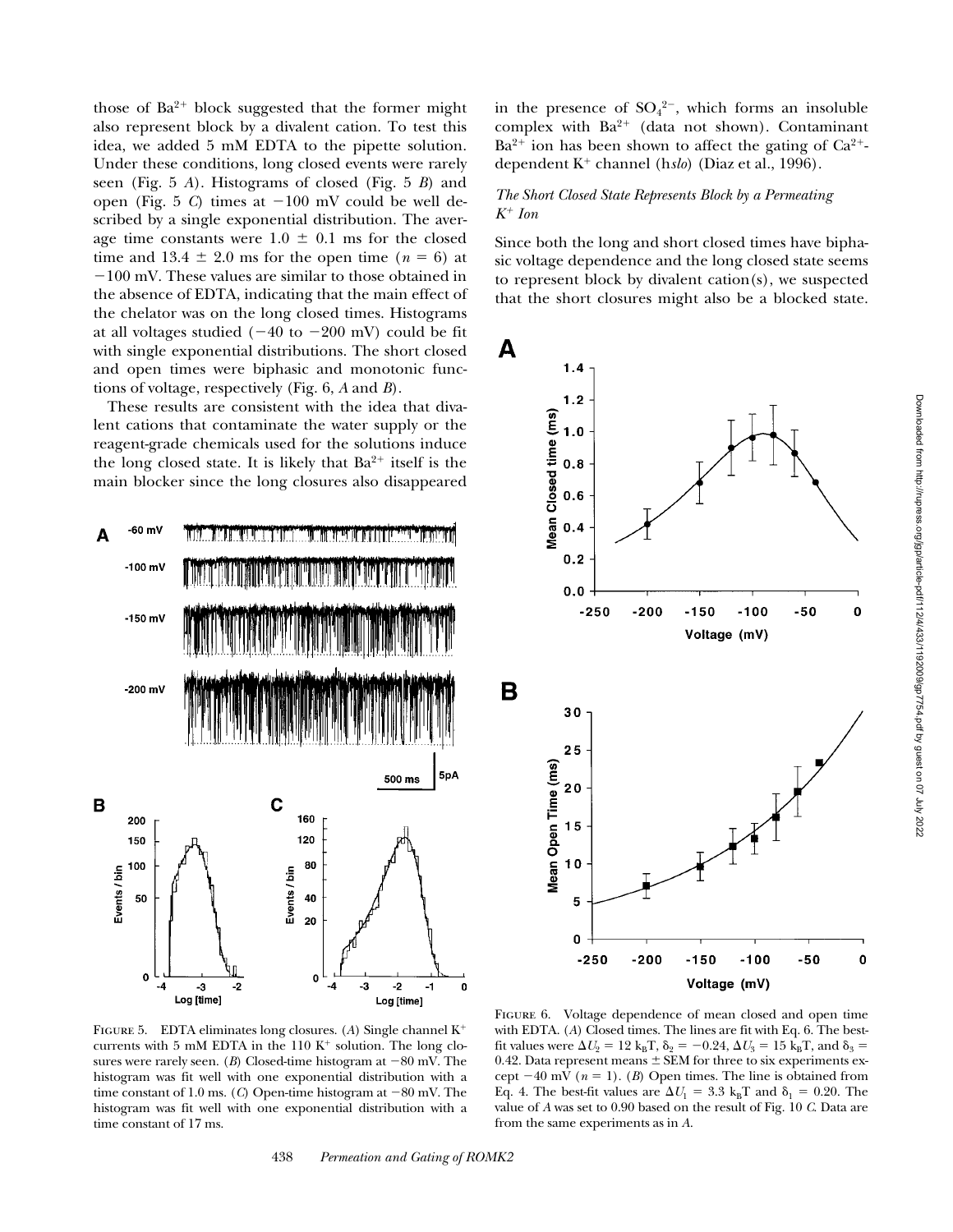those of $Ba^{2+}$ block suggested that the former might also represent block by a divalent cation. To test this idea, we added 5 mM EDTA to the pipette solution. Under these conditions, long closed events were rarely seen (Fig. 5 *A*). Histograms of closed (Fig. 5 *B*) and open (Fig. 5 *C*) times at −100 mV could be well described by a single exponential distribution. The average time constants were 1.0 ± 0.1 ms for the closed time and 13.4 ± 2.0 ms for the open time ($n$ = 6) at −100 mV. These values are similar to those obtained in the absence of EDTA, indicating that the main effect of the chelator was on the long closed times. Histograms at all voltages studied (−40 to −200 mV) could be fit with single exponential distributions. The short closed and open times were biphasic and monotonic functions of voltage, respectively (Fig. 6, *A* and *B*).

These results are consistent with the idea that divalent cations that contaminate the water supply or the reagent-grade chemicals used for the solutions induce the long closed state. It is likely that $Ba^{2+}$ itself is the main blocker since the long closures also disappeared in the presence of $SO_4^{2-}$, which forms an insoluble complex with $Ba^{2+}$ (data not shown). Contaminant $Ba^{2+}$ ion has been shown to affect the gating of $Ca^{2+}$-dependent $K^+$ channel (h*slo*) (Diaz et al., 1996).

### *The Short Closed State Represents Block by a Permeating $K^+$ Ion*

Since both the long and short closed times have biphasic voltage dependence and the long closed state seems to represent block by divalent cation(s), we suspected that the short closures might also be a blocked state.

FIGURE 5. EDTA eliminates long closures. (*A*) Single channel $K^+$ currents with 5 mM EDTA in the 110 $K^+$ solution. The long closures were rarely seen. (*B*) Closed-time histogram at −80 mV. The histogram was fit well with one exponential distribution with a time constant of 1.0 ms. (*C*) Open-time histogram at −80 mV. The histogram was fit well with one exponential distribution with a time constant of 17 ms.

FIGURE 6. Voltage dependence of mean closed and open time with EDTA. (*A*) Closed times. The lines are fit with Eq. 6. The best-fit values were $\Delta U_2$ = 12 $k_BT$, $\delta_2$ = −0.24, $\Delta U_3$ = 15 $k_BT$, and $\delta_3$ = 0.42. Data represent means ± SEM for three to six experiments except −40 mV ($n$ = 1). (*B*) Open times. The line is obtained from Eq. 4. The best-fit values are $\Delta U_1$ = 3.3 $k_BT$ and $\delta_1$ = 0.20. The value of $A$ was set to 0.90 based on the result of Fig. 10 *C*. Data are from the same experiments as in *A*.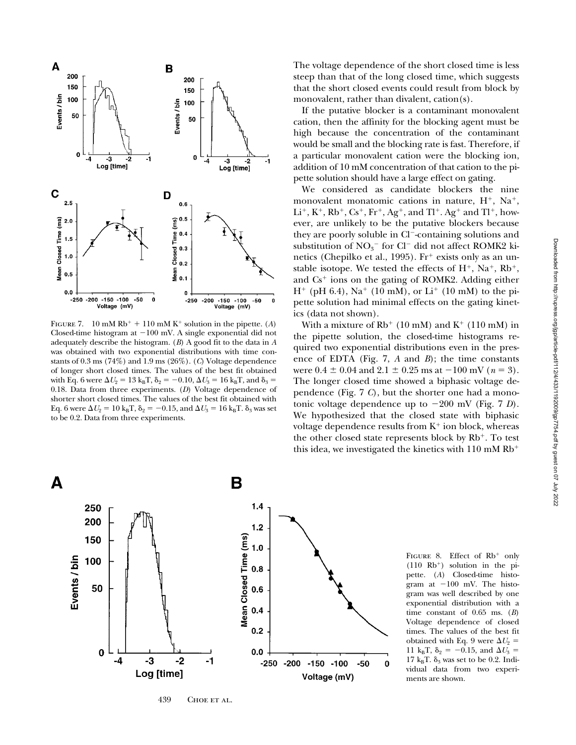FIGURE 7. 10 mM $Rb^+$ + 110 mM $K^+$ solution in the pipette. (*A*) Closed-time histogram at −100 mV. A single exponential did not adequately describe the histogram. (*B*) A good fit to the data in *A* was obtained with two exponential distributions with time constants of 0.3 ms (74%) and 1.9 ms (26%). (*C*) Voltage dependence of longer short closed times. The values of the best fit obtained with Eq. 6 were $\Delta U_2$ = 13 $k_BT$, $\delta_2$ = −0.10, $\Delta U_3$ = 16 $k_BT$, and $\delta_3$ = 0.18. Data from three experiments. (*D*) Voltage dependence of shorter short closed times. The values of the best fit obtained with Eq. 6 were $\Delta U_2$ = 10 $k_BT$, $\delta_2$ = −0.15, and $\Delta U_3$ = 16 $k_BT$. $\delta_3$ was set to be 0.2. Data from three experiments.

The voltage dependence of the short closed time is less steep than that of the long closed time, which suggests that the short closed events could result from block by monovalent, rather than divalent, cation(s).

If the putative blocker is a contaminant monovalent cation, then the affinity for the blocking agent must be high because the concentration of the contaminant would be small and the blocking rate is fast. Therefore, if a particular monovalent cation were the blocking ion, addition of 10 mM concentration of that cation to the pipette solution should have a large effect on gating.

We considered as candidate blockers the nine monovalent monatomic cations in nature, $H^+$, $Na^+$, $Li^+$, $K^+$, $Rb^+$, $Cs^+$, $Fr^+$, $Ag^+$, and $Tl^+$. $Ag^+$ and $Tl^+$, however, are unlikely to be the putative blockers because they are poorly soluble in $Cl^-$-containing solutions and substitution of $NO_3^-$ for $Cl^-$ did not affect ROMK2 kinetics (Chepilko et al., 1995). $Fr^+$ exists only as an unstable isotope. We tested the effects of $H^+$, $Na^+$, $Rb^+$, and $Cs^+$ ions on the gating of ROMK2. Adding either $H^+$ (pH 6.4), $Na^+$ (10 mM), or $Li^+$ (10 mM) to the pipette solution had minimal effects on the gating kinetics (data not shown).

With a mixture of $Rb^+$ (10 mM) and $K^+$ (110 mM) in the pipette solution, the closed-time histograms required two exponential distributions even in the presence of EDTA (Fig. 7, *A* and *B*); the time constants were 0.4 ± 0.04 and 2.1 ± 0.25 ms at −100 mV (*n* = 3). The longer closed time showed a biphasic voltage dependence (Fig. 7 *C*), but the shorter one had a monotonic voltage dependence up to −200 mV (Fig. 7 *D*). We hypothesized that the closed state with biphasic voltage dependence results from $K^+$ ion block, whereas the other closed state represents block by $Rb^+$. To test this idea, we investigated the kinetics with 110 mM $Rb^+$

FIGURE 8. Effect of $Rb^+$ only (110 $Rb^+$) solution in the pipette. (*A*) Closed-time histogram at −100 mV. The histogram was well described by one exponential distribution with a time constant of 0.65 ms. (*B*) Voltage dependence of closed times. The values of the best fit obtained with Eq. 9 were $\Delta U_2$ = 11 $k_BT$, $\delta_2$ = −0.15, and $\Delta U_3$ = 17 $k_BT$. $\delta_3$ was set to be 0.2. Individual data from two experiments are shown.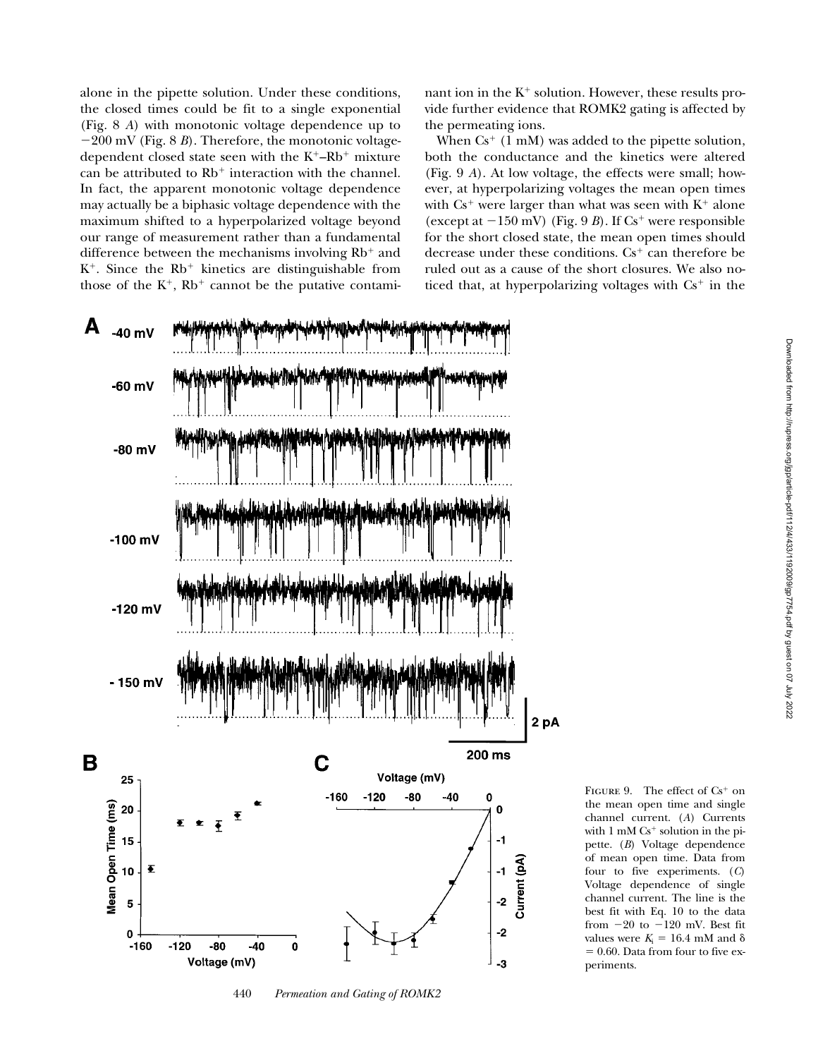alone in the pipette solution. Under these conditions, the closed times could be fit to a single exponential (Fig. 8 *A*) with monotonic voltage dependence up to −200 mV (Fig. 8 *B*). Therefore, the monotonic voltage-dependent closed state seen with the $K^+$–$Rb^+$ mixture can be attributed to $Rb^+$ interaction with the channel. In fact, the apparent monotonic voltage dependence may actually be a biphasic voltage dependence with the maximum shifted to a hyperpolarized voltage beyond our range of measurement rather than a fundamental difference between the mechanisms involving $Rb^+$ and $K^+$. Since the $Rb^+$ kinetics are distinguishable from those of the $K^+$, $Rb^+$ cannot be the putative contaminant ion in the $K^+$ solution. However, these results provide further evidence that ROMK2 gating is affected by the permeating ions.

When $Cs^+$ (1 mM) was added to the pipette solution, both the conductance and the kinetics were altered (Fig. 9 *A*). At low voltage, the effects were small; however, at hyperpolarizing voltages the mean open times with $Cs^+$ were larger than what was seen with $K^+$ alone (except at −150 mV) (Fig. 9 *B*). If $Cs^+$ were responsible for the short closed state, the mean open times should decrease under these conditions. $Cs^+$ can therefore be ruled out as a cause of the short closures. We also noticed that, at hyperpolarizing voltages with $Cs^+$ in the

FIGURE 9. The effect of $Cs^+$ on the mean open time and single channel current. (*A*) Currents with 1 mM $Cs^+$ solution in the pipette. (*B*) Voltage dependence of mean open time. Data from four to five experiments. (*C*) Voltage dependence of single channel current. The line is the best fit with Eq. 10 to the data from −20 to −120 mV. Best fit values were $K_i$ = 16.4 mM and $\delta$ = 0.60. Data from four to five experiments.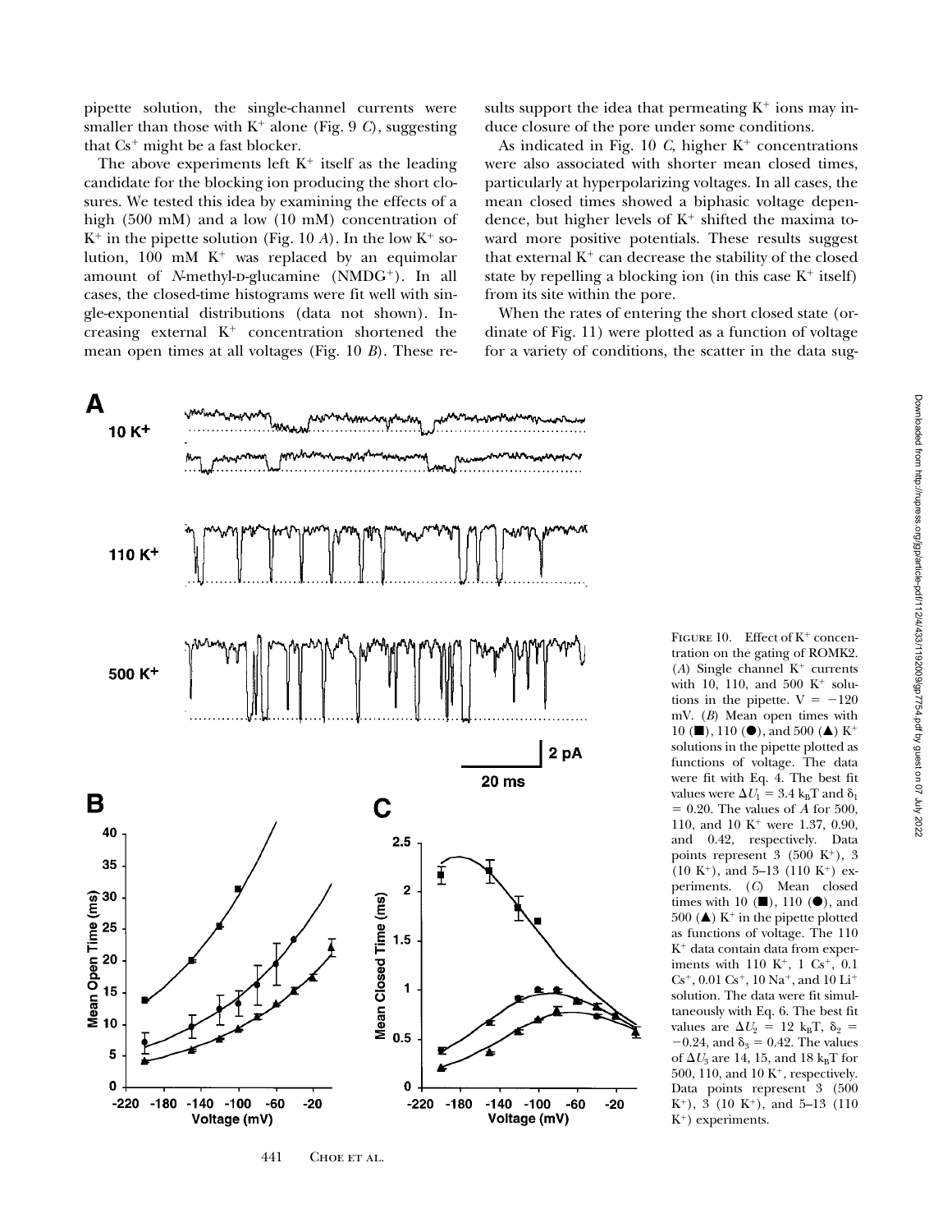pipette solution, the single-channel currents were smaller than those with $K^+$ alone (Fig. 9 *C*), suggesting that $Cs^+$ might be a fast blocker.

The above experiments left $K^+$ itself as the leading candidate for the blocking ion producing the short closures. We tested this idea by examining the effects of a high (500 mM) and a low (10 mM) concentration of $K^+$ in the pipette solution (Fig. 10 *A*). In the low $K^+$ solution, 100 mM $K^+$ was replaced by an equimolar amount of *N*-methyl-D-glucamine ($NMDG^+$). In all cases, the closed-time histograms were fit well with single-exponential distributions (data not shown). Increasing external $K^+$ concentration shortened the mean open times at all voltages (Fig. 10 *B*). These results support the idea that permeating $K^+$ ions may induce closure of the pore under some conditions.

As indicated in Fig. 10 *C*, higher $K^+$ concentrations were also associated with shorter mean closed times, particularly at hyperpolarizing voltages. In all cases, the mean closed times showed a biphasic voltage dependence, but higher levels of $K^+$ shifted the maxima toward more positive potentials. These results suggest that external $K^+$ can decrease the stability of the closed state by repelling a blocking ion (in this case $K^+$ itself) from its site within the pore.

When the rates of entering the short closed state (ordinate of Fig. 11) were plotted as a function of voltage for a variety of conditions, the scatter in the data sug-

FIGURE 10. Effect of $K^+$ concentration on the gating of ROMK2. (*A*) Single channel $K^+$ currents with 10, 110, and 500 $K^+$ solutions in the pipette. $V = -120$ mV. (*B*) Mean open times with 10 (■), 110 (●), and 500 (▲) $K^+$ solutions in the pipette plotted as functions of voltage. The data were fit with Eq. 4. The best fit values were $\Delta U_1 = 3.4\ k_BT$ and $\delta_1 = 0.20$. The values of *A* for 500, 110, and 10 $K^+$ were 1.37, 0.90, and 0.42, respectively. Data points represent 3 (500 $K^+$), 3 (10 $K^+$), and 5–13 (110 $K^+$) experiments. (*C*) Mean closed times with 10 (■), 110 (●), and 500 (▲) $K^+$ in the pipette plotted as functions of voltage. The 110 $K^+$ data contain data from experiments with 110 $K^+$, 1 $Cs^+$, 0.1 $Cs^+$, 0.01 $Cs^+$, 10 $Na^+$, and 10 $Li^+$ solution. The data were fit simultaneously with Eq. 6. The best fit values are $\Delta U_2 = 12\ k_BT$, $\delta_2 = -0.24$, and $\delta_3 = 0.42$. The values of $\Delta U_3$ are 14, 15, and 18 $k_BT$ for 500, 110, and 10 $K^+$, respectively. Data points represent 3 (500 $K^+$), 3 (10 $K^+$), and 5–13 (110 $K^+$) experiments.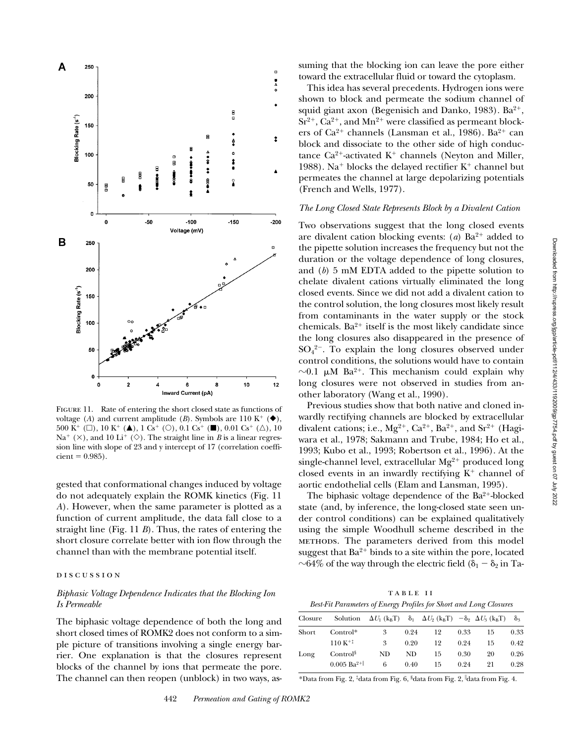FIGURE 11. Rate of entering the short closed state as functions of voltage (A) and current amplitude (B). Symbols are 110 $K^+$ (◆), 500 $K^+$ (□), 10 $K^+$ (▲), 1 $Cs^+$ (○), 0.1 $Cs^+$ (■), 0.01 $Cs^+$ (△), 10 $Na^+$ (×), and 10 $Li^+$ (◇). The straight line in *B* is a linear regression line with slope of 23 and y intercept of 17 (correlation coefficient = 0.985).

gested that conformational changes induced by voltage do not adequately explain the ROMK kinetics (Fig. 11 *A*). However, when the same parameter is plotted as a function of current amplitude, the data fall close to a straight line (Fig. 11 *B*). Thus, the rates of entering the short closure correlate better with ion flow through the channel than with the membrane potential itself.

## DISCUSSION

### *Biphasic Voltage Dependence Indicates that the Blocking Ion Is Permeable*

The biphasic voltage dependence of both the long and short closed times of ROMK2 does not conform to a simple picture of transitions involving a single energy barrier. One explanation is that the closures represent blocks of the channel by ions that permeate the pore. The channel can then reopen (unblock) in two ways, assuming that the blocking ion can leave the pore either toward the extracellular fluid or toward the cytoplasm.

This idea has several precedents. Hydrogen ions were shown to block and permeate the sodium channel of squid giant axon (Begenisich and Danko, 1983). $Ba^{2+}$, $Sr^{2+}$, $Ca^{2+}$, and $Mn^{2+}$ were classified as permeant blockers of $Ca^{2+}$ channels (Lansman et al., 1986). $Ba^{2+}$ can block and dissociate to the other side of high conductance $Ca^{2+}$-activated $K^+$ channels (Neyton and Miller, 1988). $Na^+$ blocks the delayed rectifier $K^+$ channel but permeates the channel at large depolarizing potentials (French and Wells, 1977).

### *The Long Closed State Represents Block by a Divalent Cation*

Two observations suggest that the long closed events are divalent cation blocking events: (*a*) $Ba^{2+}$ added to the pipette solution increases the frequency but not the duration or the voltage dependence of long closures, and (*b*) 5 mM EDTA added to the pipette solution to chelate divalent cations virtually eliminated the long closed events. Since we did not add a divalent cation to the control solution, the long closures most likely result from contaminants in the water supply or the stock chemicals. $Ba^{2+}$ itself is the most likely candidate since the long closures also disappeared in the presence of $SO_4^{2-}$. To explain the long closures observed under control conditions, the solutions would have to contain ~0.1 μM $Ba^{2+}$. This mechanism could explain why long closures were not observed in studies from another laboratory (Wang et al., 1990).

Previous studies show that both native and cloned inwardly rectifying channels are blocked by extracellular divalent cations; i.e., $Mg^{2+}$, $Ca^{2+}$, $Ba^{2+}$, and $Sr^{2+}$ (Hagiwara et al., 1978; Sakmann and Trube, 1984; Ho et al., 1993; Kubo et al., 1993; Robertson et al., 1996). At the single-channel level, extracellular $Mg^{2+}$ produced long closed events in an inwardly rectifying $K^+$ channel of aortic endothelial cells (Elam and Lansman, 1995).

The biphasic voltage dependence of the $Ba^{2+}$-blocked state (and, by inference, the long-closed state seen under control conditions) can be explained qualitatively using the simple Woodhull scheme described in the METHODS. The parameters derived from this model suggest that $Ba^{2+}$ binds to a site within the pore, located ~64% of the way through the electric field ($\delta_1 - \delta_2$ in Ta-

TABLE II

*Best-Fit Parameters of Energy Profiles for Short and Long Closures*

| Closure | Solution | $\Delta U_1$ ($k_BT$) | $\delta_1$ | $\Delta U_2$ ($k_BT$) | $-\delta_2$ | $\Delta U_3$ ($k_BT$) | $\delta_3$ |
|---|---|---|---|---|---|---|---|
| Short | Control* | 3 | 0.24 | 12 | 0.33 | 15 | 0.33 |
| | 110 $K^{+‡}$ | 3 | 0.20 | 12 | 0.24 | 15 | 0.42 |
| Long | Control§ | ND | ND | 15 | 0.30 | 20 | 0.26 |
| | 0.005 $Ba^{2+‖}$ | 6 | 0.40 | 15 | 0.24 | 21 | 0.28 |

*Data from Fig. 2, ‡data from Fig. 6, §data from Fig. 2, ‖data from Fig. 4.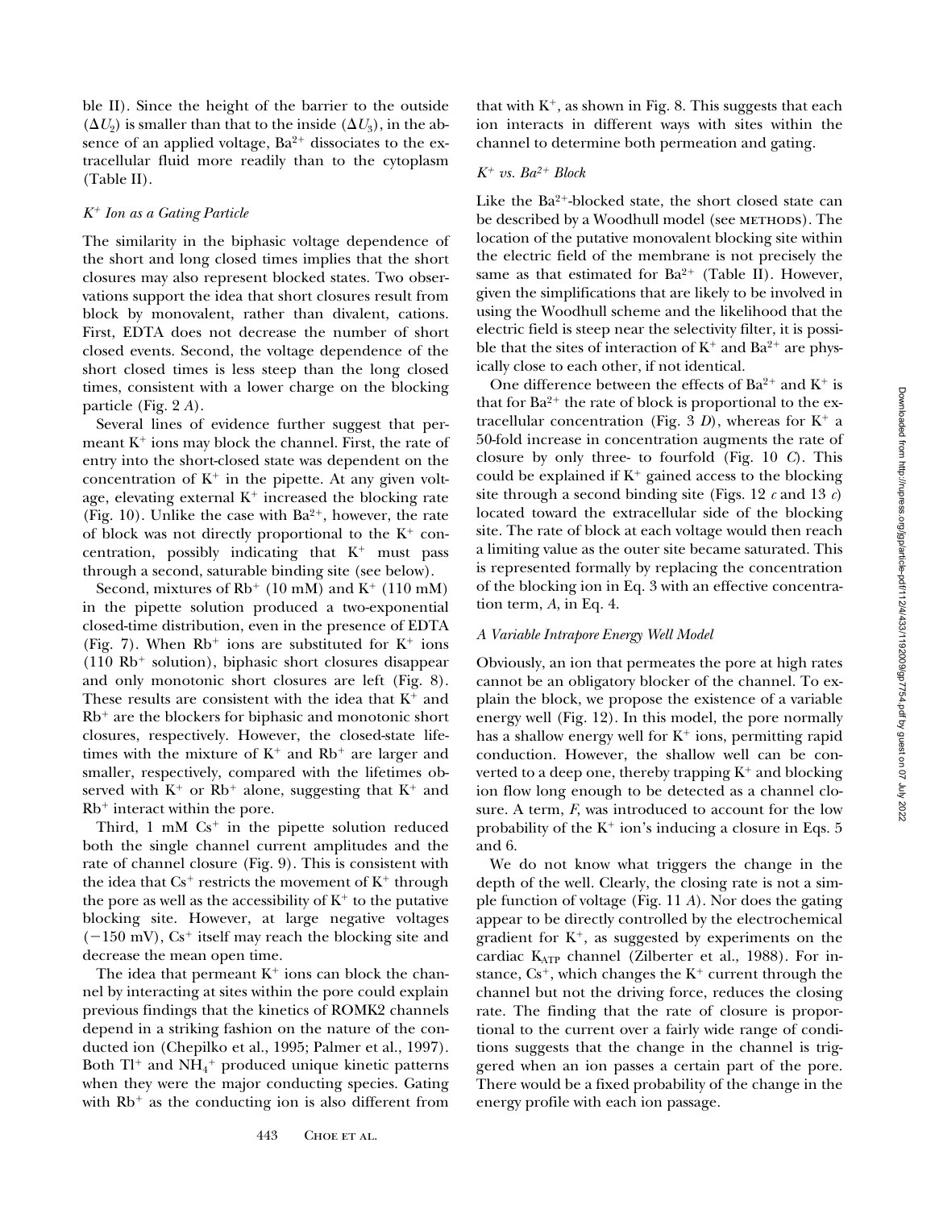ble II). Since the height of the barrier to the outside ($\Delta U_2$) is smaller than that to the inside ($\Delta U_3$), in the absence of an applied voltage, $Ba^{2+}$ dissociates to the extracellular fluid more readily than to the cytoplasm (Table II).

### $K^+$ Ion as a Gating Particle

The similarity in the biphasic voltage dependence of the short and long closed times implies that the short closures may also represent blocked states. Two observations support the idea that short closures result from block by monovalent, rather than divalent, cations. First, EDTA does not decrease the number of short closed events. Second, the voltage dependence of the short closed times is less steep than the long closed times, consistent with a lower charge on the blocking particle (Fig. 2 *A*).

Several lines of evidence further suggest that permeant $K^+$ ions may block the channel. First, the rate of entry into the short-closed state was dependent on the concentration of $K^+$ in the pipette. At any given voltage, elevating external $K^+$ increased the blocking rate (Fig. 10). Unlike the case with $Ba^{2+}$, however, the rate of block was not directly proportional to the $K^+$ concentration, possibly indicating that $K^+$ must pass through a second, saturable binding site (see below).

Second, mixtures of $Rb^+$ (10 mM) and $K^+$ (110 mM) in the pipette solution produced a two-exponential closed-time distribution, even in the presence of EDTA (Fig. 7). When $Rb^+$ ions are substituted for $K^+$ ions (110 $Rb^+$ solution), biphasic short closures disappear and only monotonic short closures are left (Fig. 8). These results are consistent with the idea that $K^+$ and $Rb^+$ are the blockers for biphasic and monotonic short closures, respectively. However, the closed-state lifetimes with the mixture of $K^+$ and $Rb^+$ are larger and smaller, respectively, compared with the lifetimes observed with $K^+$ or $Rb^+$ alone, suggesting that $K^+$ and $Rb^+$ interact within the pore.

Third, 1 mM $Cs^+$ in the pipette solution reduced both the single channel current amplitudes and the rate of channel closure (Fig. 9). This is consistent with the idea that $Cs^+$ restricts the movement of $K^+$ through the pore as well as the accessibility of $K^+$ to the putative blocking site. However, at large negative voltages (−150 mV), $Cs^+$ itself may reach the blocking site and decrease the mean open time.

The idea that permeant $K^+$ ions can block the channel by interacting at sites within the pore could explain previous findings that the kinetics of ROMK2 channels depend in a striking fashion on the nature of the conducted ion (Chepilko et al., 1995; Palmer et al., 1997). Both $Tl^+$ and $NH_4{}^+$ produced unique kinetic patterns when they were the major conducting species. Gating with $Rb^+$ as the conducting ion is also different from that with $K^+$, as shown in Fig. 8. This suggests that each ion interacts in different ways with sites within the channel to determine both permeation and gating.

### $K^+$ vs. $Ba^{2+}$ Block

Like the $Ba^{2+}$-blocked state, the short closed state can be described by a Woodhull model (see METHODS). The location of the putative monovalent blocking site within the electric field of the membrane is not precisely the same as that estimated for $Ba^{2+}$ (Table II). However, given the simplifications that are likely to be involved in using the Woodhull scheme and the likelihood that the electric field is steep near the selectivity filter, it is possible that the sites of interaction of $K^+$ and $Ba^{2+}$ are physically close to each other, if not identical.

One difference between the effects of $Ba^{2+}$ and $K^+$ is that for $Ba^{2+}$ the rate of block is proportional to the extracellular concentration (Fig. 3 *D*), whereas for $K^+$ a 50-fold increase in concentration augments the rate of closure by only three- to fourfold (Fig. 10 *C*). This could be explained if $K^+$ gained access to the blocking site through a second binding site (Figs. 12 *c* and 13 *c*) located toward the extracellular side of the blocking site. The rate of block at each voltage would then reach a limiting value as the outer site became saturated. This is represented formally by replacing the concentration of the blocking ion in Eq. 3 with an effective concentration term, *A*, in Eq. 4.

### A Variable Intrapore Energy Well Model

Obviously, an ion that permeates the pore at high rates cannot be an obligatory blocker of the channel. To explain the block, we propose the existence of a variable energy well (Fig. 12). In this model, the pore normally has a shallow energy well for $K^+$ ions, permitting rapid conduction. However, the shallow well can be converted to a deep one, thereby trapping $K^+$ and blocking ion flow long enough to be detected as a channel closure. A term, *F*, was introduced to account for the low probability of the $K^+$ ion's inducing a closure in Eqs. 5 and 6.

We do not know what triggers the change in the depth of the well. Clearly, the closing rate is not a simple function of voltage (Fig. 11 *A*). Nor does the gating appear to be directly controlled by the electrochemical gradient for $K^+$, as suggested by experiments on the cardiac $K_{ATP}$ channel (Zilberter et al., 1988). For instance, $Cs^+$, which changes the $K^+$ current through the channel but not the driving force, reduces the closing rate. The finding that the rate of closure is proportional to the current over a fairly wide range of conditions suggests that the change in the channel is triggered when an ion passes a certain part of the pore. There would be a fixed probability of the change in the energy profile with each ion passage.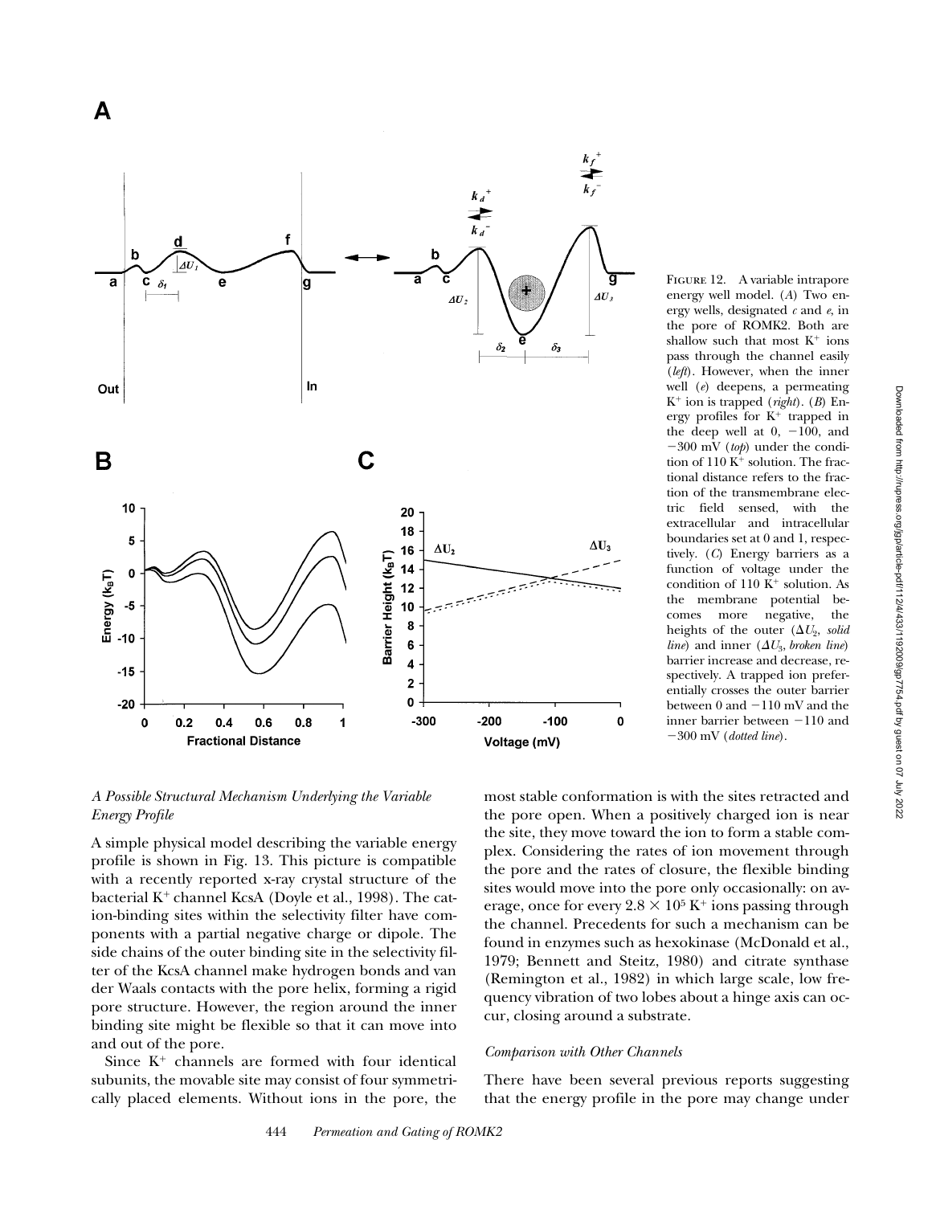FIGURE 12. A variable intrapore energy well model. (*A*) Two energy wells, designated *c* and *e*, in the pore of ROMK2. Both are shallow such that most $K^+$ ions pass through the channel easily (*left*). However, when the inner well (*e*) deepens, a permeating $K^+$ ion is trapped (*right*). (*B*) Energy profiles for $K^+$ trapped in the deep well at 0, −100, and −300 mV (*top*) under the condition of 110 $K^+$ solution. The fractional distance refers to the fraction of the transmembrane electric field sensed, with the extracellular and intracellular boundaries set at 0 and 1, respectively. (*C*) Energy barriers as a function of voltage under the condition of 110 $K^+$ solution. As the membrane potential becomes more negative, the heights of the outer ($\Delta U_2$, *solid line*) and inner ($\Delta U_3$, *broken line*) barrier increase and decrease, respectively. A trapped ion preferentially crosses the outer barrier between 0 and −110 mV and the inner barrier between −110 and −300 mV (*dotted line*).

### *A Possible Structural Mechanism Underlying the Variable Energy Profile*

A simple physical model describing the variable energy profile is shown in Fig. 13. This picture is compatible with a recently reported x-ray crystal structure of the bacterial $K^+$ channel KcsA (Doyle et al., 1998). The cation-binding sites within the selectivity filter have components with a partial negative charge or dipole. The side chains of the outer binding site in the selectivity filter of the KcsA channel make hydrogen bonds and van der Waals contacts with the pore helix, forming a rigid pore structure. However, the region around the inner binding site might be flexible so that it can move into and out of the pore.

Since $K^+$ channels are formed with four identical subunits, the movable site may consist of four symmetrically placed elements. Without ions in the pore, the most stable conformation is with the sites retracted and the pore open. When a positively charged ion is near the site, they move toward the ion to form a stable complex. Considering the rates of ion movement through the pore and the rates of closure, the flexible binding sites would move into the pore only occasionally: on average, once for every $2.8 \times 10^5$ $K^+$ ions passing through the channel. Precedents for such a mechanism can be found in enzymes such as hexokinase (McDonald et al., 1979; Bennett and Steitz, 1980) and citrate synthase (Remington et al., 1982) in which large scale, low frequency vibration of two lobes about a hinge axis can occur, closing around a substrate.

### *Comparison with Other Channels*

There have been several previous reports suggesting that the energy profile in the pore may change under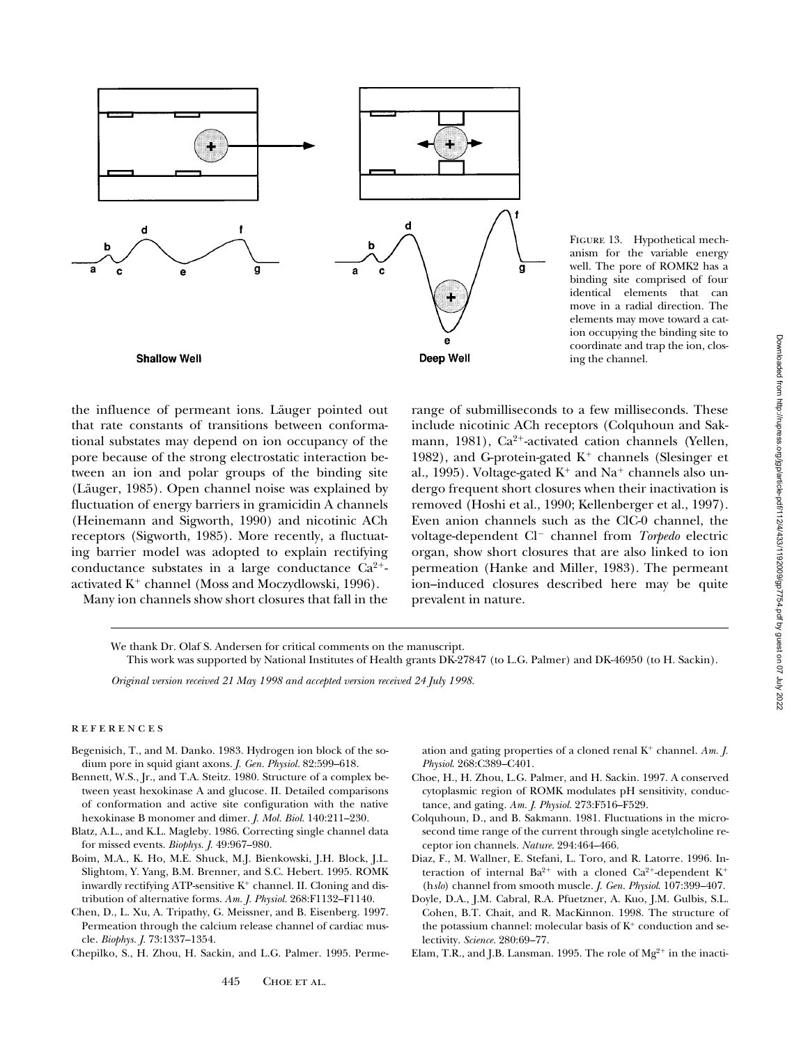FIGURE 13. Hypothetical mechanism for the variable energy well. The pore of ROMK2 has a binding site comprised of four identical elements that can move in a radial direction. The elements may move toward a cation occupying the binding site to coordinate and trap the ion, closing the channel.

the influence of permeant ions. Läuger pointed out that rate constants of transitions between conformational substates may depend on ion occupancy of the pore because of the strong electrostatic interaction between an ion and polar groups of the binding site (Läuger, 1985). Open channel noise was explained by fluctuation of energy barriers in gramicidin A channels (Heinemann and Sigworth, 1990) and nicotinic ACh receptors (Sigworth, 1985). More recently, a fluctuating barrier model was adopted to explain rectifying conductance substates in a large conductance $Ca^{2+}$-activated $K^+$ channel (Moss and Moczydlowski, 1996).

Many ion channels show short closures that fall in the range of submilliseconds to a few milliseconds. These include nicotinic ACh receptors (Colquhoun and Sakmann, 1981), $Ca^{2+}$-activated cation channels (Yellen, 1982), and G-protein-gated $K^+$ channels (Slesinger et al., 1995). Voltage-gated $K^+$ and $Na^+$ channels also undergo frequent short closures when their inactivation is removed (Hoshi et al., 1990; Kellenberger et al., 1997). Even anion channels such as the ClC-0 channel, the voltage-dependent $Cl^-$ channel from *Torpedo* electric organ, show short closures that are also linked to ion permeation (Hanke and Miller, 1983). The permeant ion–induced closures described here may be quite prevalent in nature.

We thank Dr. Olaf S. Andersen for critical comments on the manuscript.

This work was supported by National Institutes of Health grants DK-27847 (to L.G. Palmer) and DK-46950 (to H. Sackin).

*Original version received 21 May 1998 and accepted version received 24 July 1998.*

## REFERENCES

Begenisich, T., and M. Danko. 1983. Hydrogen ion block of the sodium pore in squid giant axons. *J. Gen. Physiol.* 82:599–618.

Bennett, W.S., Jr., and T.A. Steitz. 1980. Structure of a complex between yeast hexokinase A and glucose. II. Detailed comparisons of conformation and active site configuration with the native hexokinase B monomer and dimer. *J. Mol. Biol.* 140:211–230.

Blatz, A.L., and K.L. Magleby. 1986. Correcting single channel data for missed events. *Biophys. J.* 49:967–980.

Boim, M.A., K. Ho, M.E. Shuck, M.J. Bienkowski, J.H. Block, J.L. Slightom, Y. Yang, B.M. Brenner, and S.C. Hebert. 1995. ROMK inwardly rectifying ATP-sensitive $K^+$ channel. II. Cloning and distribution of alternative forms. *Am. J. Physiol.* 268:F1132–F1140.

Chen, D., L. Xu, A. Tripathy, G. Meissner, and B. Eisenberg. 1997. Permeation through the calcium release channel of cardiac muscle. *Biophys. J.* 73:1337–1354.

Chepilko, S., H. Zhou, H. Sackin, and L.G. Palmer. 1995. Permeation and gating properties of a cloned renal $K^+$ channel. *Am. J. Physiol.* 268:C389–C401.

Choe, H., H. Zhou, L.G. Palmer, and H. Sackin. 1997. A conserved cytoplasmic region of ROMK modulates pH sensitivity, conductance, and gating. *Am. J. Physiol.* 273:F516–F529.

Colquhoun, D., and B. Sakmann. 1981. Fluctuations in the microsecond time range of the current through single acetylcholine receptor ion channels. *Nature.* 294:464–466.

Diaz, F., M. Wallner, E. Stefani, L. Toro, and R. Latorre. 1996. Interaction of internal $Ba^{2+}$ with a cloned $Ca^{2+}$-dependent $K^+$ (h*slo*) channel from smooth muscle. *J. Gen. Physiol.* 107:399–407.

Doyle, D.A., J.M. Cabral, R.A. Pfuetzner, A. Kuo, J.M. Gulbis, S.L. Cohen, B.T. Chait, and R. MacKinnon. 1998. The structure of the potassium channel: molecular basis of $K^+$ conduction and selectivity. *Science.* 280:69–77.

Elam, T.R., and J.B. Lansman. 1995. The role of $Mg^{2+}$ in the inacti-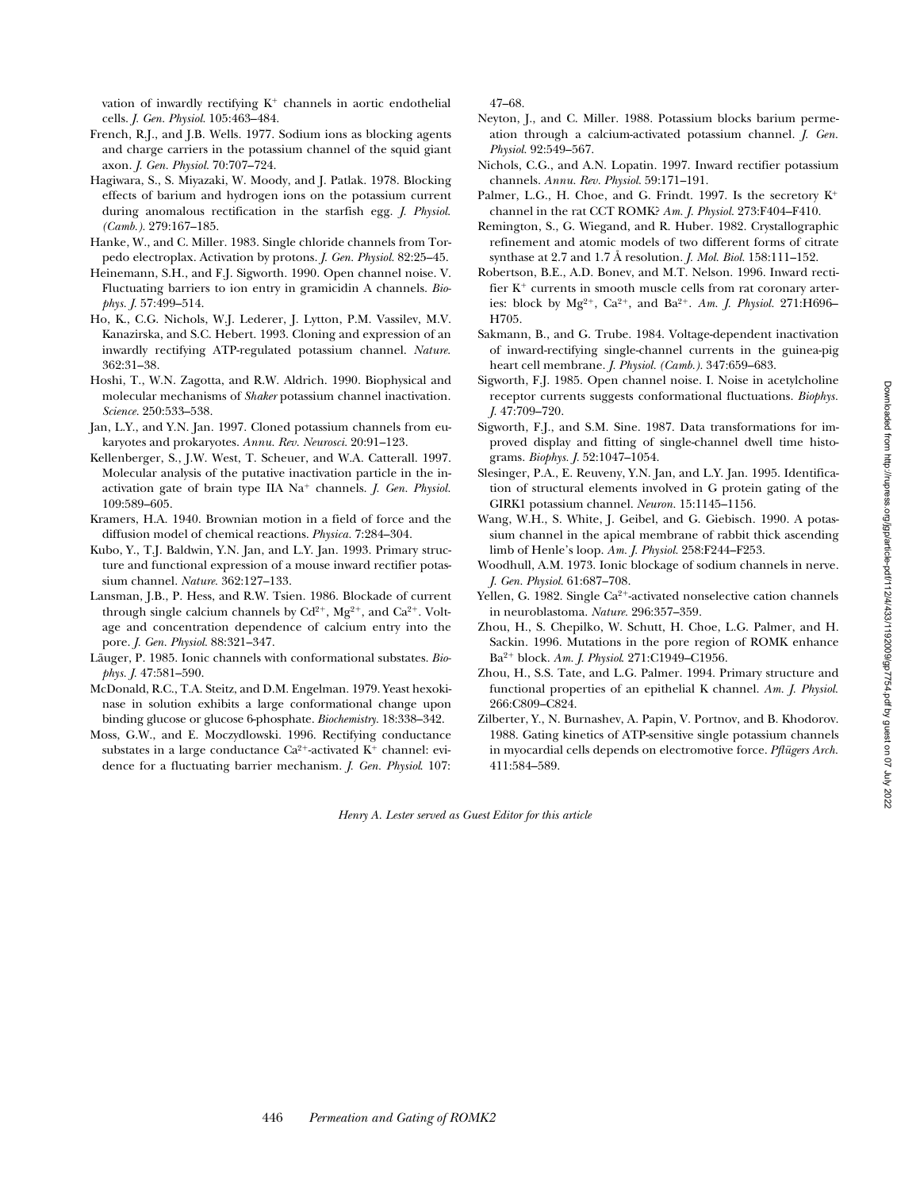vation of inwardly rectifying $K^+$ channels in aortic endothelial cells. *J. Gen. Physiol.* 105:463–484.

French, R.J., and J.B. Wells. 1977. Sodium ions as blocking agents and charge carriers in the potassium channel of the squid giant axon. *J. Gen. Physiol.* 70:707–724.

Hagiwara, S., S. Miyazaki, W. Moody, and J. Patlak. 1978. Blocking effects of barium and hydrogen ions on the potassium current during anomalous rectification in the starfish egg. *J. Physiol. (Camb.).* 279:167–185.

Hanke, W., and C. Miller. 1983. Single chloride channels from Torpedo electroplax. Activation by protons. *J. Gen. Physiol.* 82:25–45.

Heinemann, S.H., and F.J. Sigworth. 1990. Open channel noise. V. Fluctuating barriers to ion entry in gramicidin A channels. *Biophys. J.* 57:499–514.

Ho, K., C.G. Nichols, W.J. Lederer, J. Lytton, P.M. Vassilev, M.V. Kanazirska, and S.C. Hebert. 1993. Cloning and expression of an inwardly rectifying ATP-regulated potassium channel. *Nature.* 362:31–38.

Hoshi, T., W.N. Zagotta, and R.W. Aldrich. 1990. Biophysical and molecular mechanisms of *Shaker* potassium channel inactivation. *Science.* 250:533–538.

Jan, L.Y., and Y.N. Jan. 1997. Cloned potassium channels from eukaryotes and prokaryotes. *Annu. Rev. Neurosci.* 20:91–123.

Kellenberger, S., J.W. West, T. Scheuer, and W.A. Catterall. 1997. Molecular analysis of the putative inactivation particle in the inactivation gate of brain type IIA $Na^+$ channels. *J. Gen. Physiol.* 109:589–605.

Kramers, H.A. 1940. Brownian motion in a field of force and the diffusion model of chemical reactions. *Physica.* 7:284–304.

Kubo, Y., T.J. Baldwin, Y.N. Jan, and L.Y. Jan. 1993. Primary structure and functional expression of a mouse inward rectifier potassium channel. *Nature.* 362:127–133.

Lansman, J.B., P. Hess, and R.W. Tsien. 1986. Blockade of current through single calcium channels by $Cd^{2+}$, $Mg^{2+}$, and $Ca^{2+}$. Voltage and concentration dependence of calcium entry into the pore. *J. Gen. Physiol.* 88:321–347.

Läuger, P. 1985. Ionic channels with conformational substates. *Biophys. J.* 47:581–590.

McDonald, R.C., T.A. Steitz, and D.M. Engelman. 1979. Yeast hexokinase in solution exhibits a large conformational change upon binding glucose or glucose 6-phosphate. *Biochemistry.* 18:338–342.

Moss, G.W., and E. Moczydlowski. 1996. Rectifying conductance substates in a large conductance $Ca^{2+}$-activated $K^+$ channel: evidence for a fluctuating barrier mechanism. *J. Gen. Physiol.* 107: 47–68.

Neyton, J., and C. Miller. 1988. Potassium blocks barium permeation through a calcium-activated potassium channel. *J. Gen. Physiol.* 92:549–567.

Nichols, C.G., and A.N. Lopatin. 1997. Inward rectifier potassium channels. *Annu. Rev. Physiol.* 59:171–191.

Palmer, L.G., H. Choe, and G. Frindt. 1997. Is the secretory $K^+$ channel in the rat CCT ROMK? *Am. J. Physiol.* 273:F404–F410.

Remington, S., G. Wiegand, and R. Huber. 1982. Crystallographic refinement and atomic models of two different forms of citrate synthase at 2.7 and 1.7 Å resolution. *J. Mol. Biol.* 158:111–152.

Robertson, B.E., A.D. Bonev, and M.T. Nelson. 1996. Inward rectifier $K^+$ currents in smooth muscle cells from rat coronary arteries: block by $Mg^{2+}$, $Ca^{2+}$, and $Ba^{2+}$. *Am. J. Physiol.* 271:H696–H705.

Sakmann, B., and G. Trube. 1984. Voltage-dependent inactivation of inward-rectifying single-channel currents in the guinea-pig heart cell membrane. *J. Physiol. (Camb.).* 347:659–683.

Sigworth, F.J. 1985. Open channel noise. I. Noise in acetylcholine receptor currents suggests conformational fluctuations. *Biophys. J.* 47:709–720.

Sigworth, F.J., and S.M. Sine. 1987. Data transformations for improved display and fitting of single-channel dwell time histograms. *Biophys. J.* 52:1047–1054.

Slesinger, P.A., E. Reuveny, Y.N. Jan, and L.Y. Jan. 1995. Identification of structural elements involved in G protein gating of the GIRK1 potassium channel. *Neuron.* 15:1145–1156.

Wang, W.H., S. White, J. Geibel, and G. Giebisch. 1990. A potassium channel in the apical membrane of rabbit thick ascending limb of Henle's loop. *Am. J. Physiol.* 258:F244–F253.

Woodhull, A.M. 1973. Ionic blockage of sodium channels in nerve. *J. Gen. Physiol.* 61:687–708.

Yellen, G. 1982. Single $Ca^{2+}$-activated nonselective cation channels in neuroblastoma. *Nature.* 296:357–359.

Zhou, H., S. Chepilko, W. Schutt, H. Choe, L.G. Palmer, and H. Sackin. 1996. Mutations in the pore region of ROMK enhance $Ba^{2+}$ block. *Am. J. Physiol.* 271:C1949–C1956.

Zhou, H., S.S. Tate, and L.G. Palmer. 1994. Primary structure and functional properties of an epithelial K channel. *Am. J. Physiol.* 266:C809–C824.

Zilberter, Y., N. Burnashev, A. Papin, V. Portnov, and B. Khodorov. 1988. Gating kinetics of ATP-sensitive single potassium channels in myocardial cells depends on electromotive force. *Pflügers Arch.* 411:584–589.

*Henry A. Lester served as Guest Editor for this article*